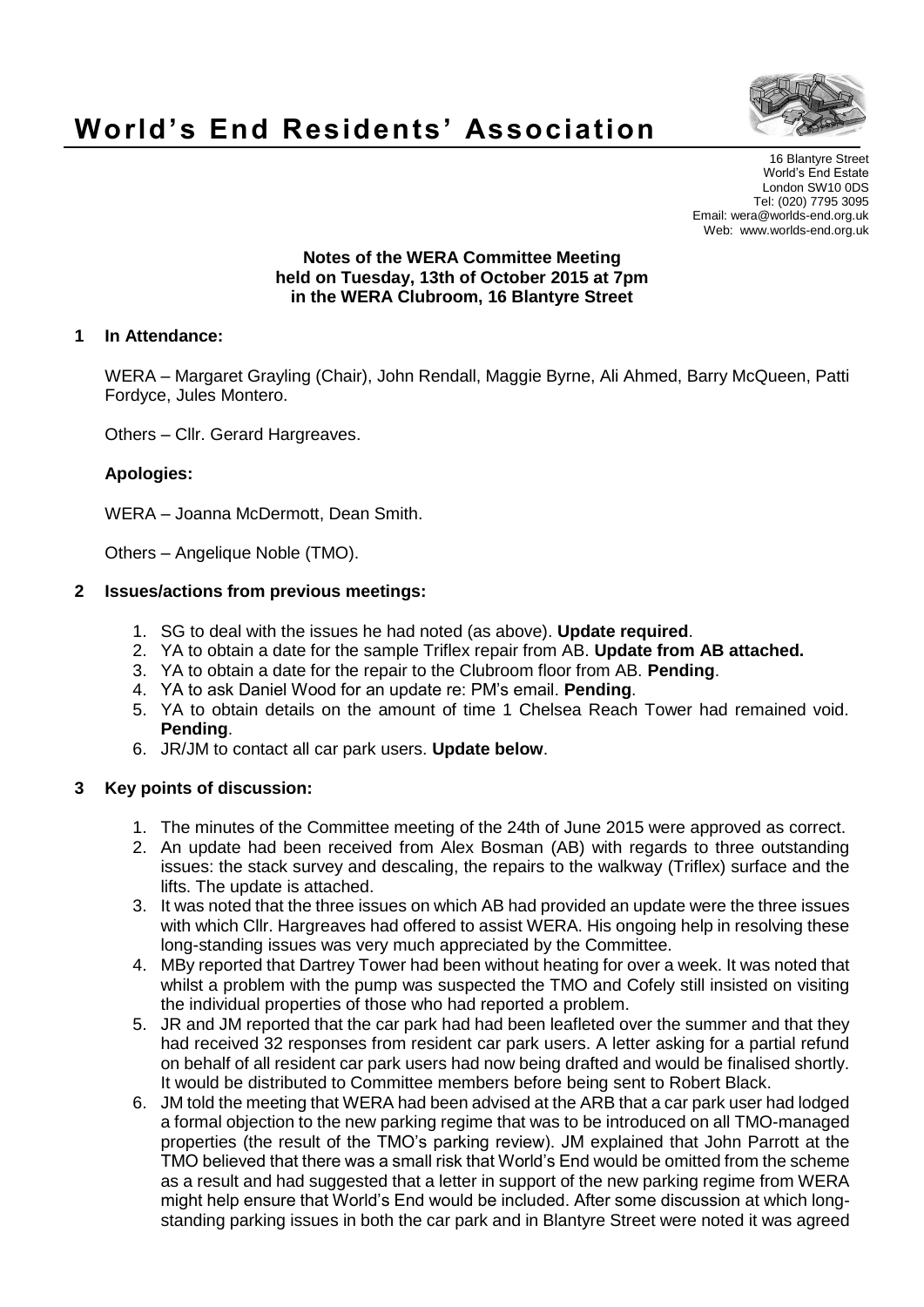# World's End Residents' Association

16 Blantyre Street
World's End Estate
London SW10 0DS
Tel: (020) 7795 3095
Email: wera@worlds-end.org.uk
Web: www.worlds-end.org.uk

**Notes of the WERA Committee Meeting held on Tuesday, 13th of October 2015 at 7pm in the WERA Clubroom, 16 Blantyre Street**

## 1 In Attendance:

WERA – Margaret Grayling (Chair), John Rendall, Maggie Byrne, Ali Ahmed, Barry McQueen, Patti Fordyce, Jules Montero.

Others – Cllr. Gerard Hargreaves.

### Apologies:

WERA – Joanna McDermott, Dean Smith.

Others – Angelique Noble (TMO).

## 2 Issues/actions from previous meetings:

1. SG to deal with the issues he had noted (as above). **Update required**.
2. YA to obtain a date for the sample Triflex repair from AB. **Update from AB attached.**
3. YA to obtain a date for the repair to the Clubroom floor from AB. **Pending**.
4. YA to ask Daniel Wood for an update re: PM's email. **Pending**.
5. YA to obtain details on the amount of time 1 Chelsea Reach Tower had remained void. **Pending**.
6. JR/JM to contact all car park users. **Update below**.

## 3 Key points of discussion:

1. The minutes of the Committee meeting of the 24th of June 2015 were approved as correct.
2. An update had been received from Alex Bosman (AB) with regards to three outstanding issues: the stack survey and descaling, the repairs to the walkway (Triflex) surface and the lifts. The update is attached.
3. It was noted that the three issues on which AB had provided an update were the three issues with which Cllr. Hargreaves had offered to assist WERA. His ongoing help in resolving these long-standing issues was very much appreciated by the Committee.
4. MBy reported that Dartrey Tower had been without heating for over a week. It was noted that whilst a problem with the pump was suspected the TMO and Cofely still insisted on visiting the individual properties of those who had reported a problem.
5. JR and JM reported that the car park had been leafleted over the summer and that they had received 32 responses from resident car park users. A letter asking for a partial refund on behalf of all resident car park users had now being drafted and would be finalised shortly. It would be distributed to Committee members before being sent to Robert Black.
6. JM told the meeting that WERA had been advised at the ARB that a car park user had lodged a formal objection to the new parking regime that was to be introduced on all TMO-managed properties (the result of the TMO's parking review). JM explained that John Parrott at the TMO believed that there was a small risk that World's End would be omitted from the scheme as a result and had suggested that a letter in support of the new parking regime from WERA might help ensure that World's End would be included. After some discussion at which long-standing parking issues in both the car park and in Blantyre Street were noted it was agreed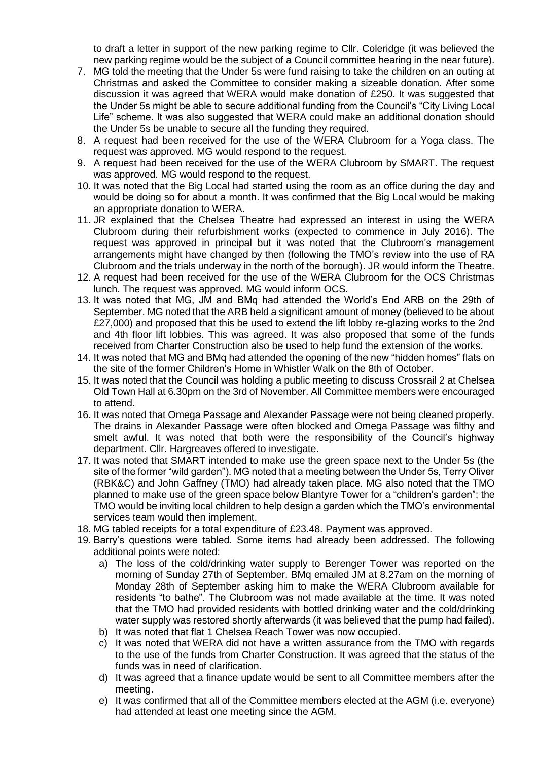to draft a letter in support of the new parking regime to Cllr. Coleridge (it was believed the new parking regime would be the subject of a Council committee hearing in the near future).

7. MG told the meeting that the Under 5s were fund raising to take the children on an outing at Christmas and asked the Committee to consider making a sizeable donation. After some discussion it was agreed that WERA would make donation of £250. It was suggested that the Under 5s might be able to secure additional funding from the Council's "City Living Local Life" scheme. It was also suggested that WERA could make an additional donation should the Under 5s be unable to secure all the funding they required.
8. A request had been received for the use of the WERA Clubroom for a Yoga class. The request was approved. MG would respond to the request.
9. A request had been received for the use of the WERA Clubroom by SMART. The request was approved. MG would respond to the request.
10. It was noted that the Big Local had started using the room as an office during the day and would be doing so for about a month. It was confirmed that the Big Local would be making an appropriate donation to WERA.
11. JR explained that the Chelsea Theatre had expressed an interest in using the WERA Clubroom during their refurbishment works (expected to commence in July 2016). The request was approved in principal but it was noted that the Clubroom's management arrangements might have changed by then (following the TMO's review into the use of RA Clubroom and the trials underway in the north of the borough). JR would inform the Theatre.
12. A request had been received for the use of the WERA Clubroom for the OCS Christmas lunch. The request was approved. MG would inform OCS.
13. It was noted that MG, JM and BMq had attended the World's End ARB on the 29th of September. MG noted that the ARB held a significant amount of money (believed to be about £27,000) and proposed that this be used to extend the lift lobby re-glazing works to the 2nd and 4th floor lift lobbies. This was agreed. It was also proposed that some of the funds received from Charter Construction also be used to help fund the extension of the works.
14. It was noted that MG and BMq had attended the opening of the new "hidden homes" flats on the site of the former Children's Home in Whistler Walk on the 8th of October.
15. It was noted that the Council was holding a public meeting to discuss Crossrail 2 at Chelsea Old Town Hall at 6.30pm on the 3rd of November. All Committee members were encouraged to attend.
16. It was noted that Omega Passage and Alexander Passage were not being cleaned properly. The drains in Alexander Passage were often blocked and Omega Passage was filthy and smelt awful. It was noted that both were the responsibility of the Council's highway department. Cllr. Hargreaves offered to investigate.
17. It was noted that SMART intended to make use the green space next to the Under 5s (the site of the former "wild garden"). MG noted that a meeting between the Under 5s, Terry Oliver (RBK&C) and John Gaffney (TMO) had already taken place. MG also noted that the TMO planned to make use of the green space below Blantyre Tower for a "children's garden"; the TMO would be inviting local children to help design a garden which the TMO's environmental services team would then implement.
18. MG tabled receipts for a total expenditure of £23.48. Payment was approved.
19. Barry's questions were tabled. Some items had already been addressed. The following additional points were noted:
    a) The loss of the cold/drinking water supply to Berenger Tower was reported on the morning of Sunday 27th of September. BMq emailed JM at 8.27am on the morning of Monday 28th of September asking him to make the WERA Clubroom available for residents "to bathe". The Clubroom was not made available at the time. It was noted that the TMO had provided residents with bottled drinking water and the cold/drinking water supply was restored shortly afterwards (it was believed that the pump had failed).
    b) It was noted that flat 1 Chelsea Reach Tower was now occupied.
    c) It was noted that WERA did not have a written assurance from the TMO with regards to the use of the funds from Charter Construction. It was agreed that the status of the funds was in need of clarification.
    d) It was agreed that a finance update would be sent to all Committee members after the meeting.
    e) It was confirmed that all of the Committee members elected at the AGM (i.e. everyone) had attended at least one meeting since the AGM.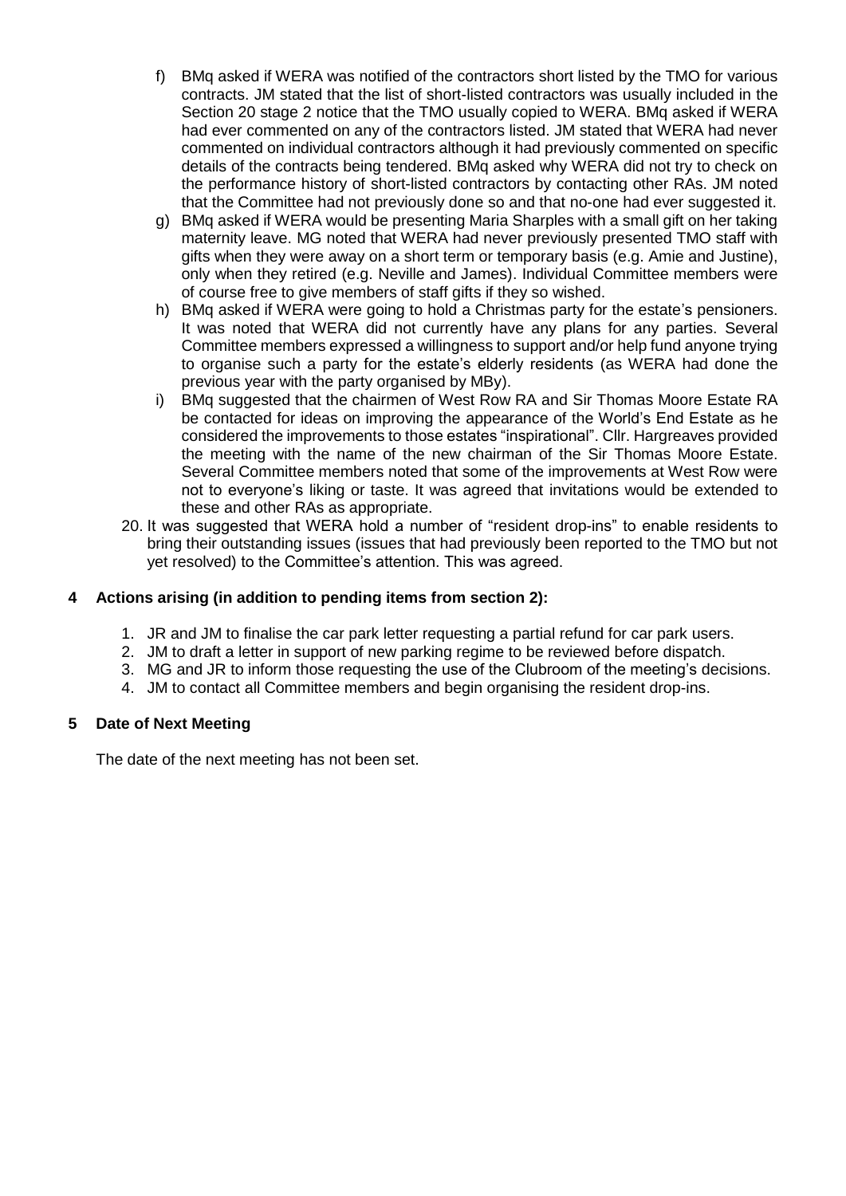f) BMq asked if WERA was notified of the contractors short listed by the TMO for various contracts. JM stated that the list of short-listed contractors was usually included in the Section 20 stage 2 notice that the TMO usually copied to WERA. BMq asked if WERA had ever commented on any of the contractors listed. JM stated that WERA had never commented on individual contractors although it had previously commented on specific details of the contracts being tendered. BMq asked why WERA did not try to check on the performance history of short-listed contractors by contacting other RAs. JM noted that the Committee had not previously done so and that no-one had ever suggested it.

g) BMq asked if WERA would be presenting Maria Sharples with a small gift on her taking maternity leave. MG noted that WERA had never previously presented TMO staff with gifts when they were away on a short term or temporary basis (e.g. Amie and Justine), only when they retired (e.g. Neville and James). Individual Committee members were of course free to give members of staff gifts if they so wished.

h) BMq asked if WERA were going to hold a Christmas party for the estate's pensioners. It was noted that WERA did not currently have any plans for any parties. Several Committee members expressed a willingness to support and/or help fund anyone trying to organise such a party for the estate's elderly residents (as WERA had done the previous year with the party organised by MBy).

i) BMq suggested that the chairmen of West Row RA and Sir Thomas Moore Estate RA be contacted for ideas on improving the appearance of the World's End Estate as he considered the improvements to those estates "inspirational". Cllr. Hargreaves provided the meeting with the name of the new chairman of the Sir Thomas Moore Estate. Several Committee members noted that some of the improvements at West Row were not to everyone's liking or taste. It was agreed that invitations would be extended to these and other RAs as appropriate.

20. It was suggested that WERA hold a number of "resident drop-ins" to enable residents to bring their outstanding issues (issues that had previously been reported to the TMO but not yet resolved) to the Committee's attention. This was agreed.

## 4 Actions arising (in addition to pending items from section 2):

1. JR and JM to finalise the car park letter requesting a partial refund for car park users.
2. JM to draft a letter in support of new parking regime to be reviewed before dispatch.
3. MG and JR to inform those requesting the use of the Clubroom of the meeting's decisions.
4. JM to contact all Committee members and begin organising the resident drop-ins.

## 5 Date of Next Meeting

The date of the next meeting has not been set.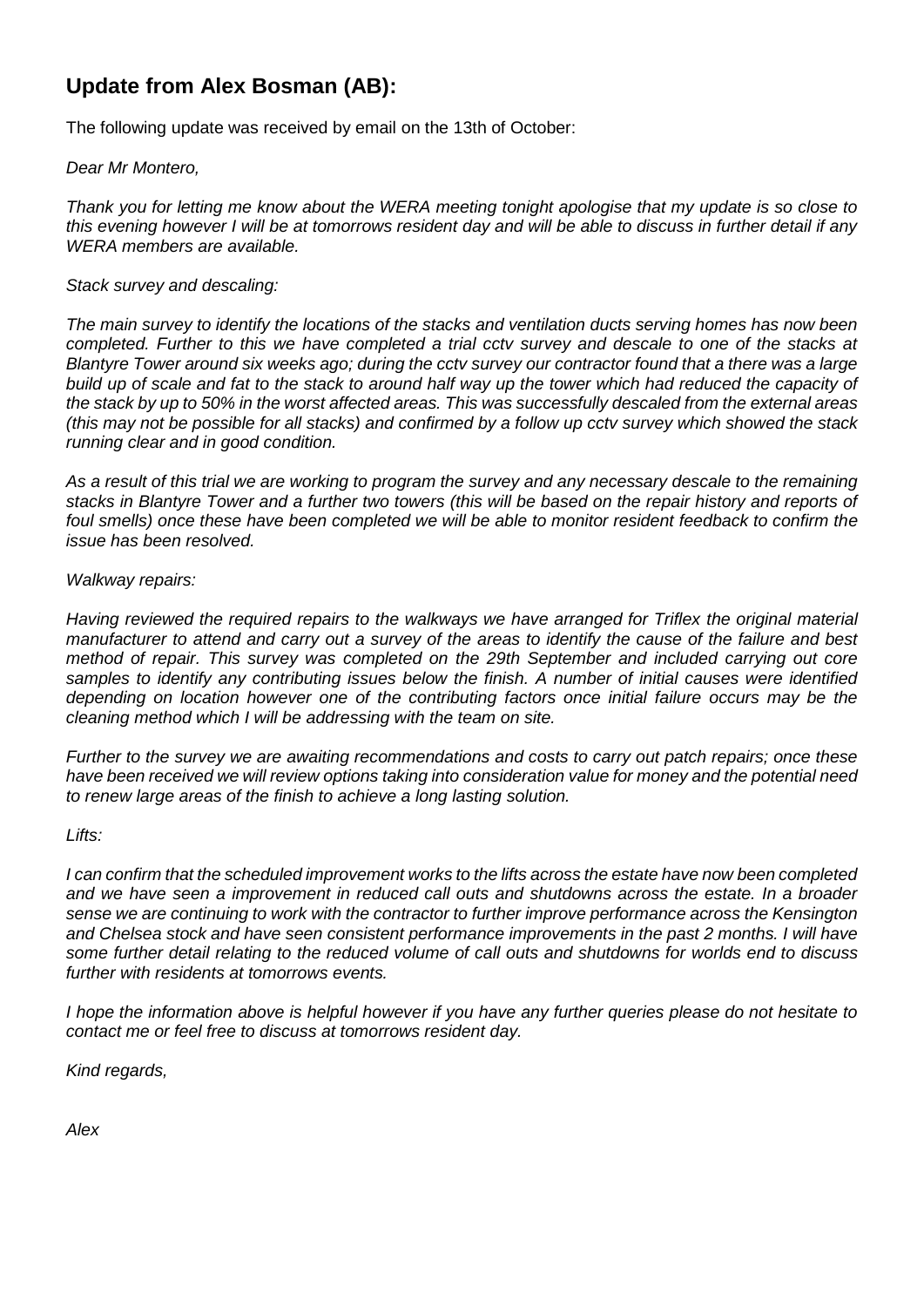## Update from Alex Bosman (AB):

The following update was received by email on the 13th of October:

*Dear Mr Montero,*

*Thank you for letting me know about the WERA meeting tonight apologise that my update is so close to this evening however I will be at tomorrows resident day and will be able to discuss in further detail if any WERA members are available.*

*Stack survey and descaling:*

*The main survey to identify the locations of the stacks and ventilation ducts serving homes has now been completed. Further to this we have completed a trial cctv survey and descale to one of the stacks at Blantyre Tower around six weeks ago; during the cctv survey our contractor found that a there was a large build up of scale and fat to the stack to around half way up the tower which had reduced the capacity of the stack by up to 50% in the worst affected areas. This was successfully descaled from the external areas (this may not be possible for all stacks) and confirmed by a follow up cctv survey which showed the stack running clear and in good condition.*

*As a result of this trial we are working to program the survey and any necessary descale to the remaining stacks in Blantyre Tower and a further two towers (this will be based on the repair history and reports of foul smells) once these have been completed we will be able to monitor resident feedback to confirm the issue has been resolved.*

*Walkway repairs:*

*Having reviewed the required repairs to the walkways we have arranged for Triflex the original material manufacturer to attend and carry out a survey of the areas to identify the cause of the failure and best method of repair. This survey was completed on the 29th September and included carrying out core samples to identify any contributing issues below the finish. A number of initial causes were identified depending on location however one of the contributing factors once initial failure occurs may be the cleaning method which I will be addressing with the team on site.*

*Further to the survey we are awaiting recommendations and costs to carry out patch repairs; once these have been received we will review options taking into consideration value for money and the potential need to renew large areas of the finish to achieve a long lasting solution.*

*Lifts:*

*I can confirm that the scheduled improvement works to the lifts across the estate have now been completed and we have seen a improvement in reduced call outs and shutdowns across the estate. In a broader sense we are continuing to work with the contractor to further improve performance across the Kensington and Chelsea stock and have seen consistent performance improvements in the past 2 months. I will have some further detail relating to the reduced volume of call outs and shutdowns for worlds end to discuss further with residents at tomorrows events.*

*I hope the information above is helpful however if you have any further queries please do not hesitate to contact me or feel free to discuss at tomorrows resident day.*

*Kind regards,*

*Alex*